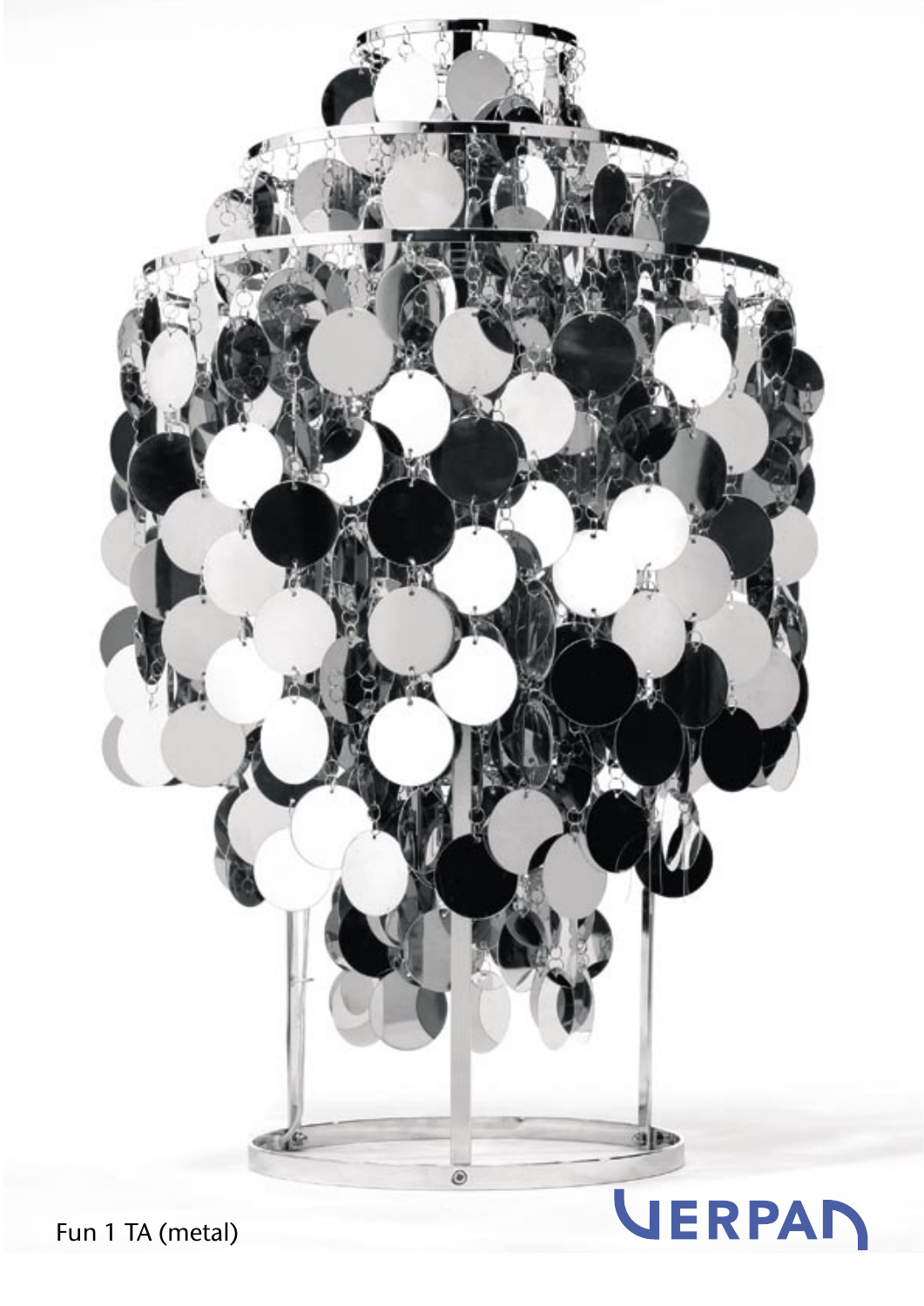Fun 1 TA (metal)

VERPAN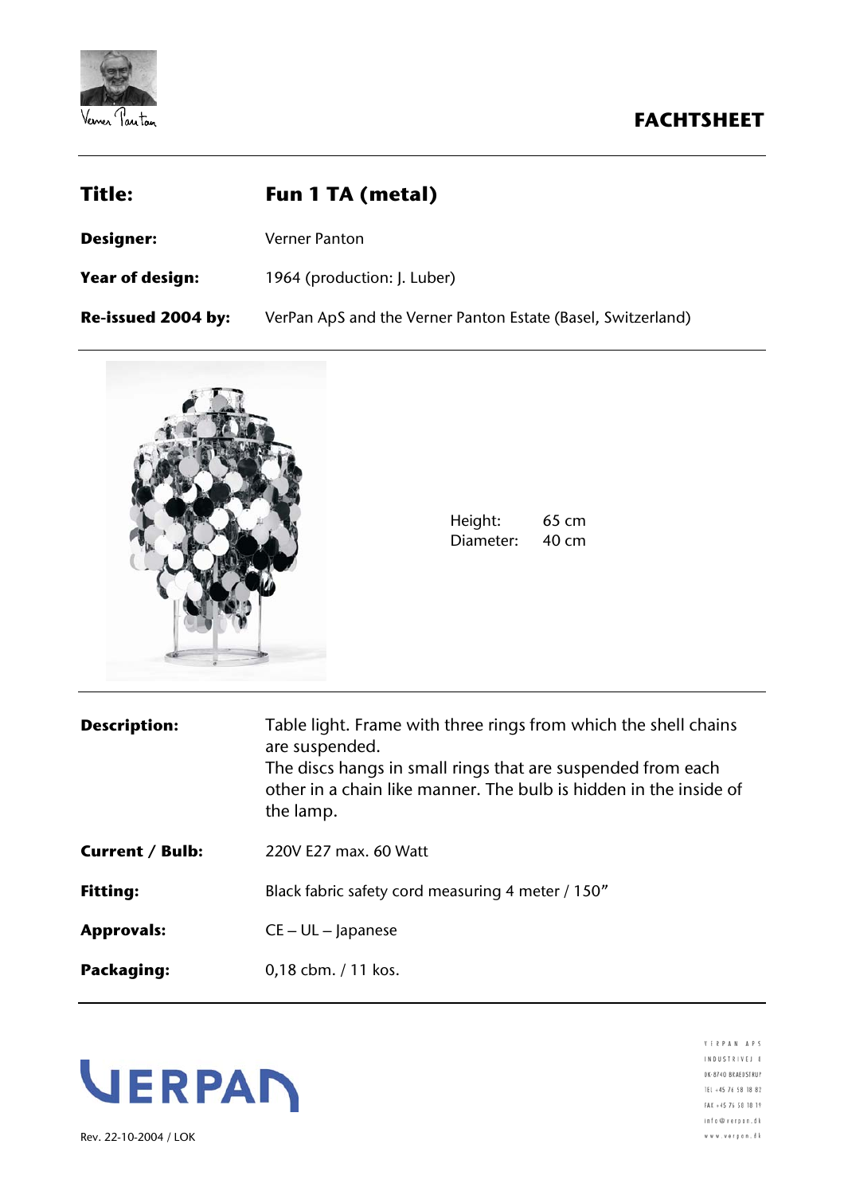**FACHTSHEET**

| | |
|---|---|
| **Title:** | **Fun 1 TA (metal)** |
| **Designer:** | Verner Panton |
| **Year of design:** | 1964 (production: J. Luber) |
| **Re-issued 2004 by:** | VerPan ApS and the Verner Panton Estate (Basel, Switzerland) |

Height: 65 cm
Diameter: 40 cm

| | |
|---|---|
| **Description:** | Table light. Frame with three rings from which the shell chains are suspended. The discs hangs in small rings that are suspended from each other in a chain like manner. The bulb is hidden in the inside of the lamp. |
| **Current / Bulb:** | 220V E27 max. 60 Watt |
| **Fitting:** | Black fabric safety cord measuring 4 meter / 150” |
| **Approvals:** | CE – UL – Japanese |
| **Packaging:** | 0,18 cbm. / 11 kos. |

VERPAN

Rev. 22-10-2004 / LOK

VERPAN APS
INDUSTRIVEJ 8
DK-8740 BRAEDSTRUP
TEL +45 76 58 18 82
FAX +45 76 58 18 19
info@verpan.dk
www.verpan.dk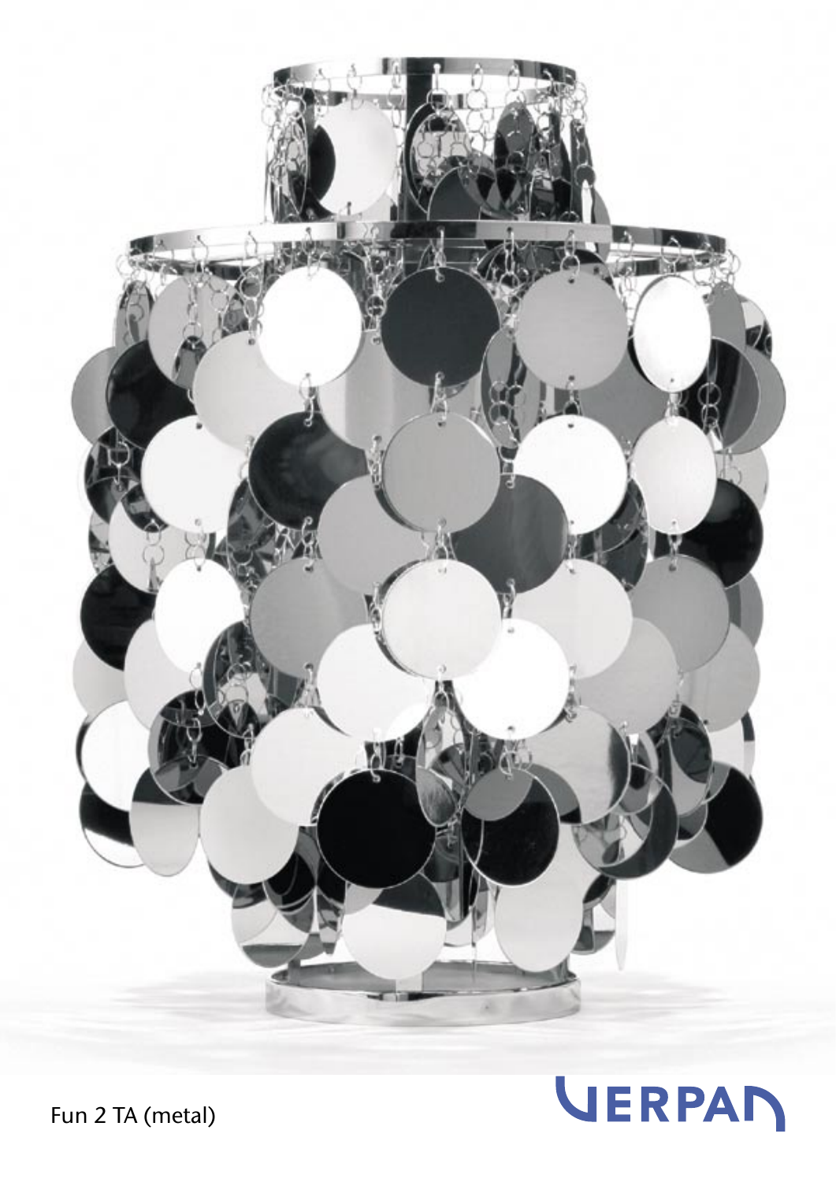Fun 2 TA (metal)

VERPAN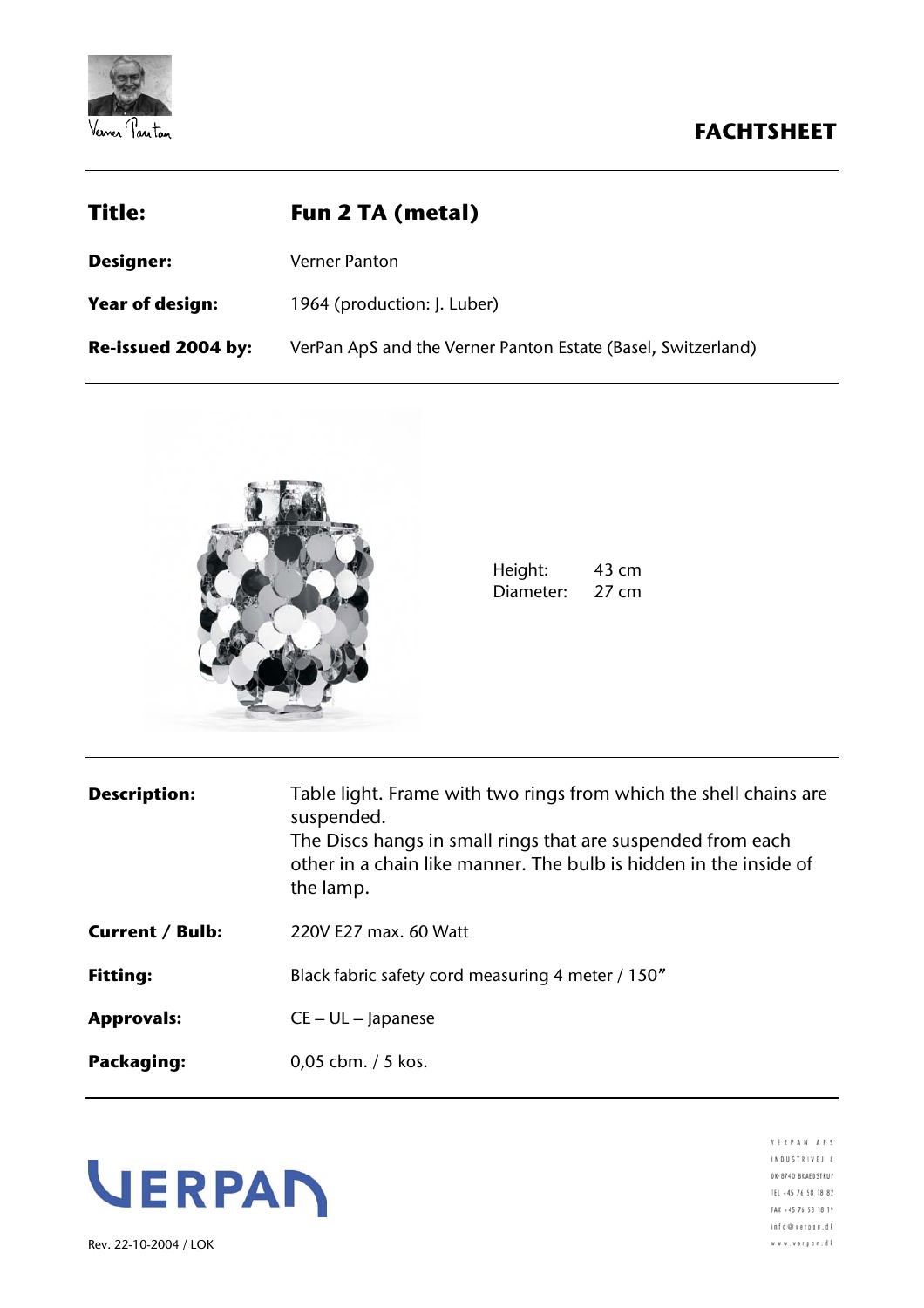Verner Panton

# FACHTSHEET

| | |
|---|---|
| **Title:** | **Fun 2 TA (metal)** |
| **Designer:** | Verner Panton |
| **Year of design:** | 1964 (production: J. Luber) |
| **Re-issued 2004 by:** | VerPan ApS and the Verner Panton Estate (Basel, Switzerland) |

Height: 43 cm
Diameter: 27 cm

| | |
|---|---|
| **Description:** | Table light. Frame with two rings from which the shell chains are suspended. The Discs hangs in small rings that are suspended from each other in a chain like manner. The bulb is hidden in the inside of the lamp. |
| **Current / Bulb:** | 220V E27 max. 60 Watt |
| **Fitting:** | Black fabric safety cord measuring 4 meter / 150" |
| **Approvals:** | CE – UL – Japanese |
| **Packaging:** | 0,05 cbm. / 5 kos. |

VERPAN

Rev. 22-10-2004 / LOK

VERPAN APS
INDUSTRIVEJ 8
DK-8740 BRAEDSTRUP
TEL +45 76 58 18 82
FAX +45 76 58 18 19
info@verpan.dk
www.verpan.dk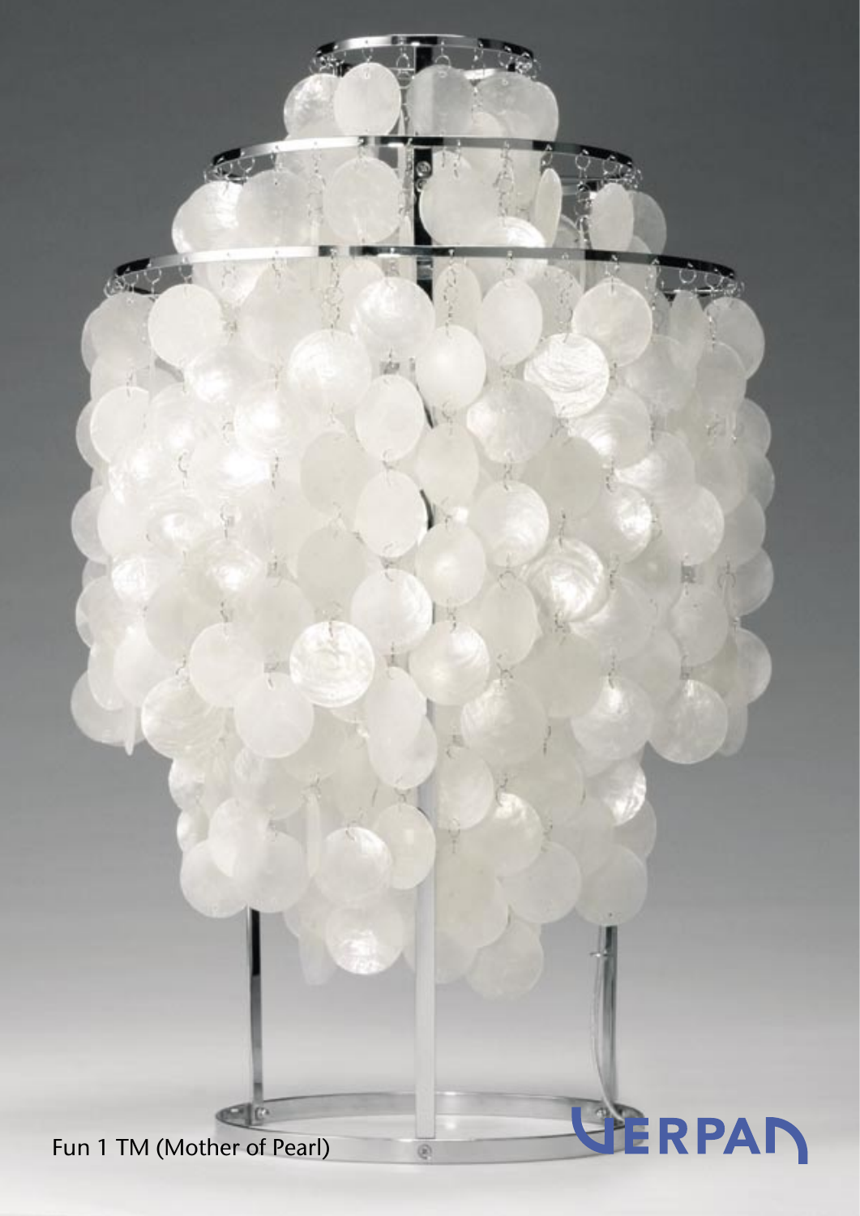Fun 1 TM (Mother of Pearl)

VERPAN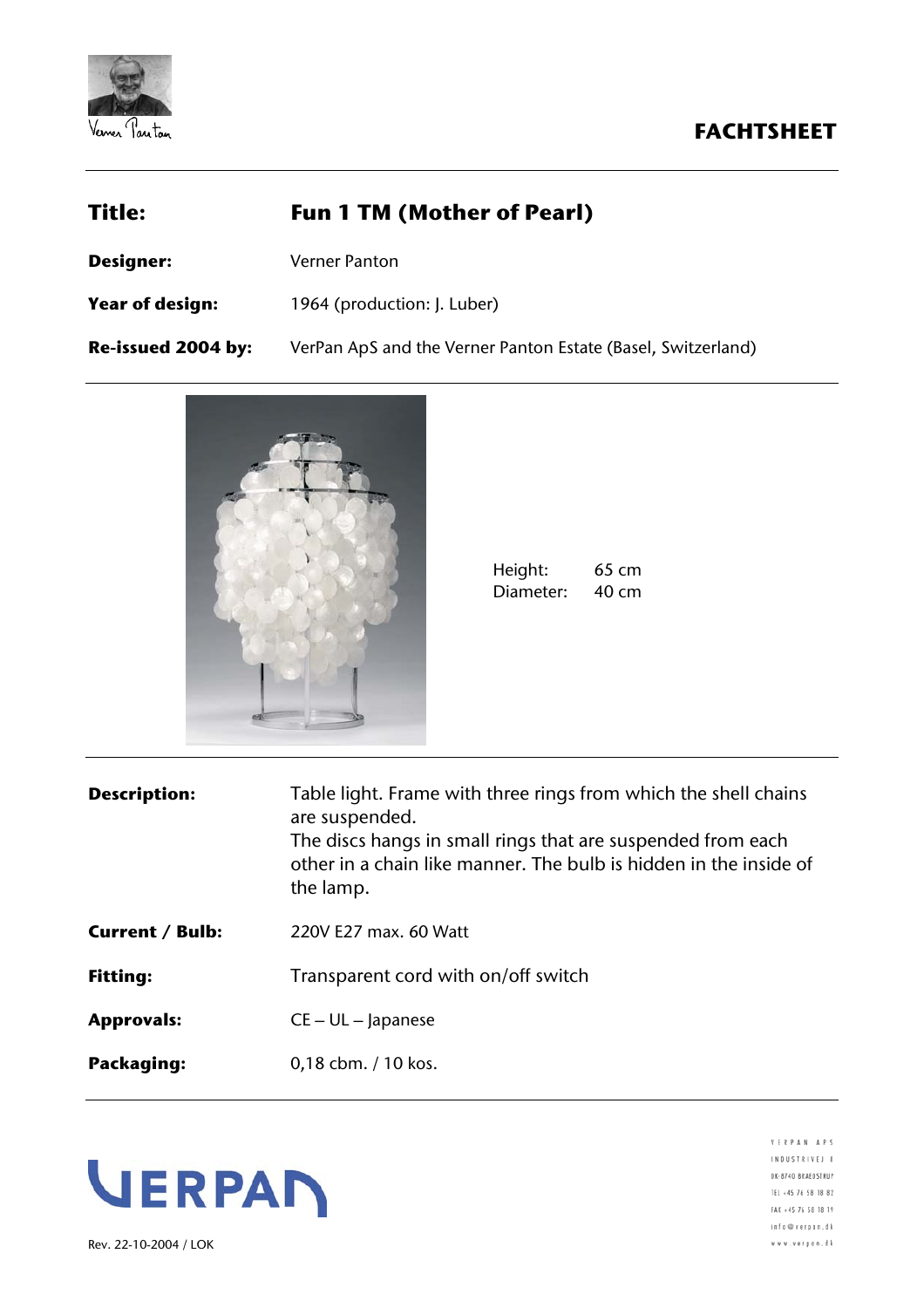**FACHTSHEET**

| | |
|---|---|
| **Title:** | **Fun 1 TM (Mother of Pearl)** |
| **Designer:** | Verner Panton |
| **Year of design:** | 1964 (production: J. Luber) |
| **Re-issued 2004 by:** | VerPan ApS and the Verner Panton Estate (Basel, Switzerland) |

Height: 65 cm
Diameter: 40 cm

| | |
|---|---|
| **Description:** | Table light. Frame with three rings from which the shell chains are suspended. The discs hangs in small rings that are suspended from each other in a chain like manner. The bulb is hidden in the inside of the lamp. |
| **Current / Bulb:** | 220V E27 max. 60 Watt |
| **Fitting:** | Transparent cord with on/off switch |
| **Approvals:** | CE – UL – Japanese |
| **Packaging:** | 0,18 cbm. / 10 kos. |

VERPAN

Rev. 22-10-2004 / LOK

VERPAN APS
INDUSTRIVEJ 8
DK-8740 BRAEDSTRUP
TEL +45 76 58 18 82
FAX +45 76 58 18 19
info@verpan.dk
www.verpan.dk